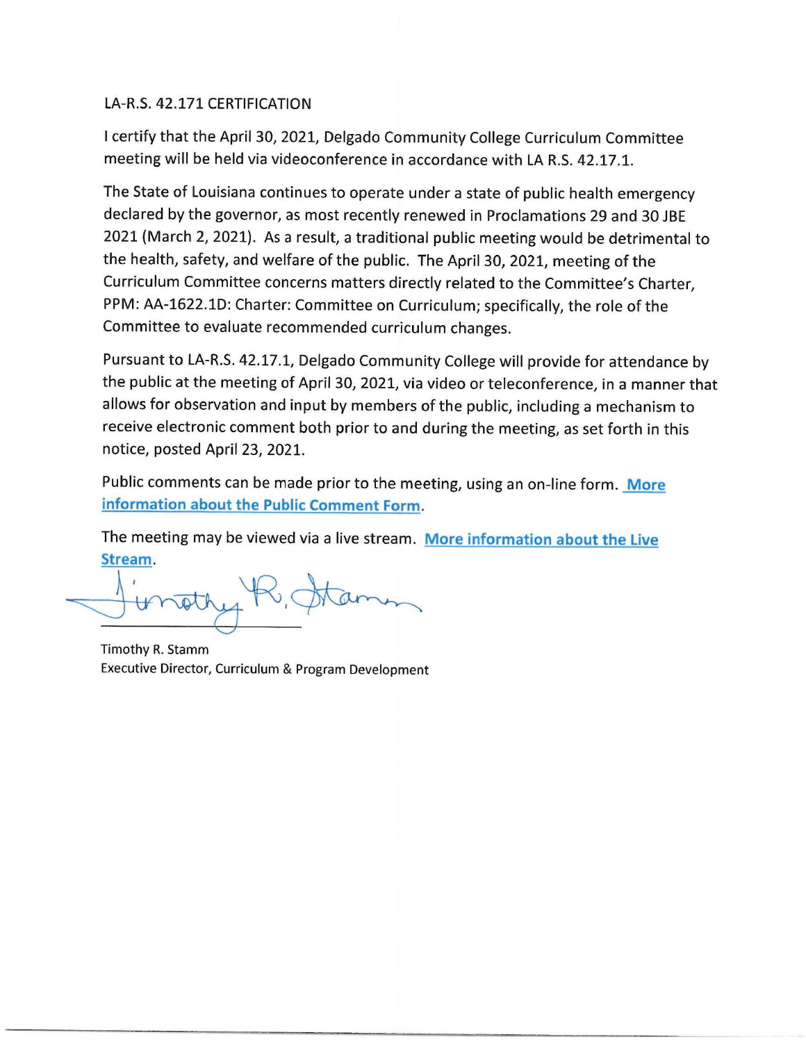LA-R.S. 42.171 CERTIFICATION

I certify that the April 30, 2021, Delgado Community College Curriculum Committee meeting will be held via videoconference in accordance with LA R.S. 42.17.1.

The State of Louisiana continues to operate under a state of public health emergency declared by the governor, as most recently renewed in Proclamations 29 and 30 JBE 2021 (March 2, 2021). As a result, a traditional public meeting would be detrimental to the health, safety, and welfare of the public. The April 30, 2021, meeting of the Curriculum Committee concerns matters directly related to the Committee's Charter, PPM: AA-1622.1D: Charter: Committee on Curriculum; specifically, the role of the Committee to evaluate recommended curriculum changes.

Pursuant to LA-R.S. 42.17.1, Delgado Community College will provide for attendance by the public at the meeting of April 30, 2021, via video or teleconference, in a manner that allows for observation and input by members of the public, including a mechanism to receive electronic comment both prior to and during the meeting, as set forth in this notice, posted April 23, 2021.

Public comments can be made prior to the meeting, using an on-line form. More information about the Public Comment Form.

The meeting may be viewed via a live stream. More information about the Live Stream.

Timothy R. Stamm
Executive Director, Curriculum & Program Development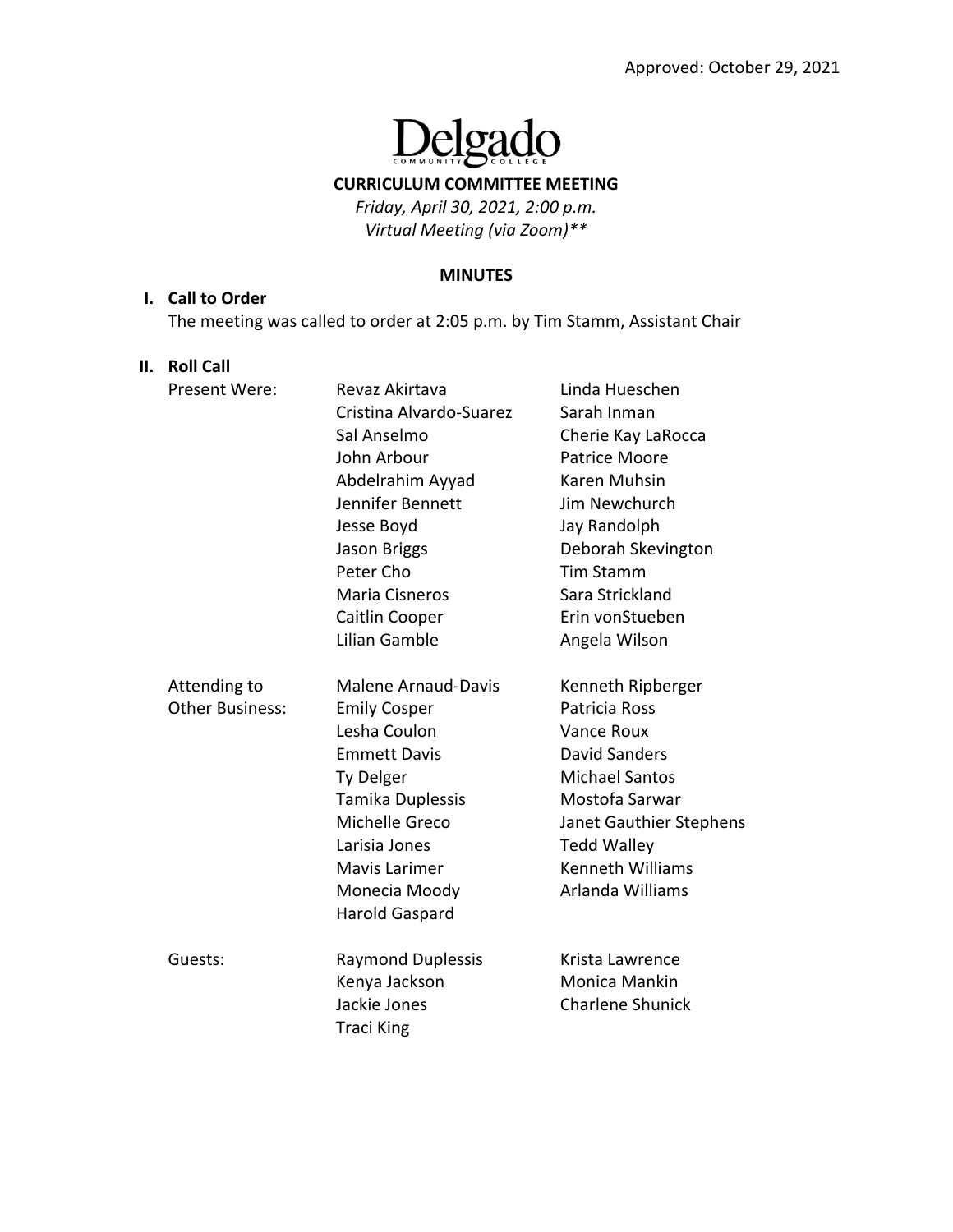Approved: October 29, 2021

Delgado Community College

**CURRICULUM COMMITTEE MEETING**

*Friday, April 30, 2021, 2:00 p.m.*

*Virtual Meeting (via Zoom)\*\**

**MINUTES**

**I. Call to Order**

The meeting was called to order at 2:05 p.m. by Tim Stamm, Assistant Chair

**II. Roll Call**

Present Were:

- Revaz Akirtava
- Cristina Alvardo-Suarez
- Sal Anselmo
- John Arbour
- Abdelrahim Ayyad
- Jennifer Bennett
- Jesse Boyd
- Jason Briggs
- Peter Cho
- Maria Cisneros
- Caitlin Cooper
- Lilian Gamble
- Linda Hueschen
- Sarah Inman
- Cherie Kay LaRocca
- Patrice Moore
- Karen Muhsin
- Jim Newchurch
- Jay Randolph
- Deborah Skevington
- Tim Stamm
- Sara Strickland
- Erin vonStueben
- Angela Wilson

Attending to Other Business:

- Malene Arnaud-Davis
- Emily Cosper
- Lesha Coulon
- Emmett Davis
- Ty Delger
- Tamika Duplessis
- Michelle Greco
- Larisia Jones
- Mavis Larimer
- Monecia Moody
- Harold Gaspard
- Kenneth Ripberger
- Patricia Ross
- Vance Roux
- David Sanders
- Michael Santos
- Mostofa Sarwar
- Janet Gauthier Stephens
- Tedd Walley
- Kenneth Williams
- Arlanda Williams

Guests:

- Raymond Duplessis
- Kenya Jackson
- Jackie Jones
- Traci King
- Krista Lawrence
- Monica Mankin
- Charlene Shunick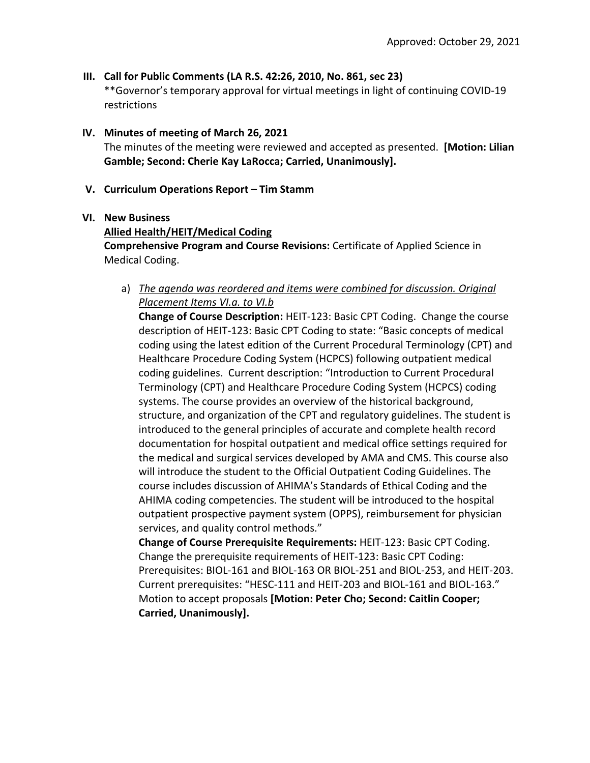Approved: October 29, 2021

**III. Call for Public Comments (LA R.S. 42:26, 2010, No. 861, sec 23)**

**Governor's temporary approval for virtual meetings in light of continuing COVID-19 restrictions

**IV. Minutes of meeting of March 26, 2021**

The minutes of the meeting were reviewed and accepted as presented. **[Motion: Lilian Gamble; Second: Cherie Kay LaRocca; Carried, Unanimously].**

**V. Curriculum Operations Report – Tim Stamm**

**VI. New Business**

**<u>Allied Health/HEIT/Medical Coding</u>**

**Comprehensive Program and Course Revisions:** Certificate of Applied Science in Medical Coding.

a) *<u>The agenda was reordered and items were combined for discussion. Original Placement Items VI.a. to VI.b</u>*

**Change of Course Description:** HEIT-123: Basic CPT Coding. Change the course description of HEIT-123: Basic CPT Coding to state: "Basic concepts of medical coding using the latest edition of the Current Procedural Terminology (CPT) and Healthcare Procedure Coding System (HCPCS) following outpatient medical coding guidelines. Current description: "Introduction to Current Procedural Terminology (CPT) and Healthcare Procedure Coding System (HCPCS) coding systems. The course provides an overview of the historical background, structure, and organization of the CPT and regulatory guidelines. The student is introduced to the general principles of accurate and complete health record documentation for hospital outpatient and medical office settings required for the medical and surgical services developed by AMA and CMS. This course also will introduce the student to the Official Outpatient Coding Guidelines. The course includes discussion of AHIMA's Standards of Ethical Coding and the AHIMA coding competencies. The student will be introduced to the hospital outpatient prospective payment system (OPPS), reimbursement for physician services, and quality control methods."

**Change of Course Prerequisite Requirements:** HEIT-123: Basic CPT Coding. Change the prerequisite requirements of HEIT-123: Basic CPT Coding: Prerequisites: BIOL-161 and BIOL-163 OR BIOL-251 and BIOL-253, and HEIT-203. Current prerequisites: "HESC-111 and HEIT-203 and BIOL-161 and BIOL-163." Motion to accept proposals **[Motion: Peter Cho; Second: Caitlin Cooper; Carried, Unanimously].**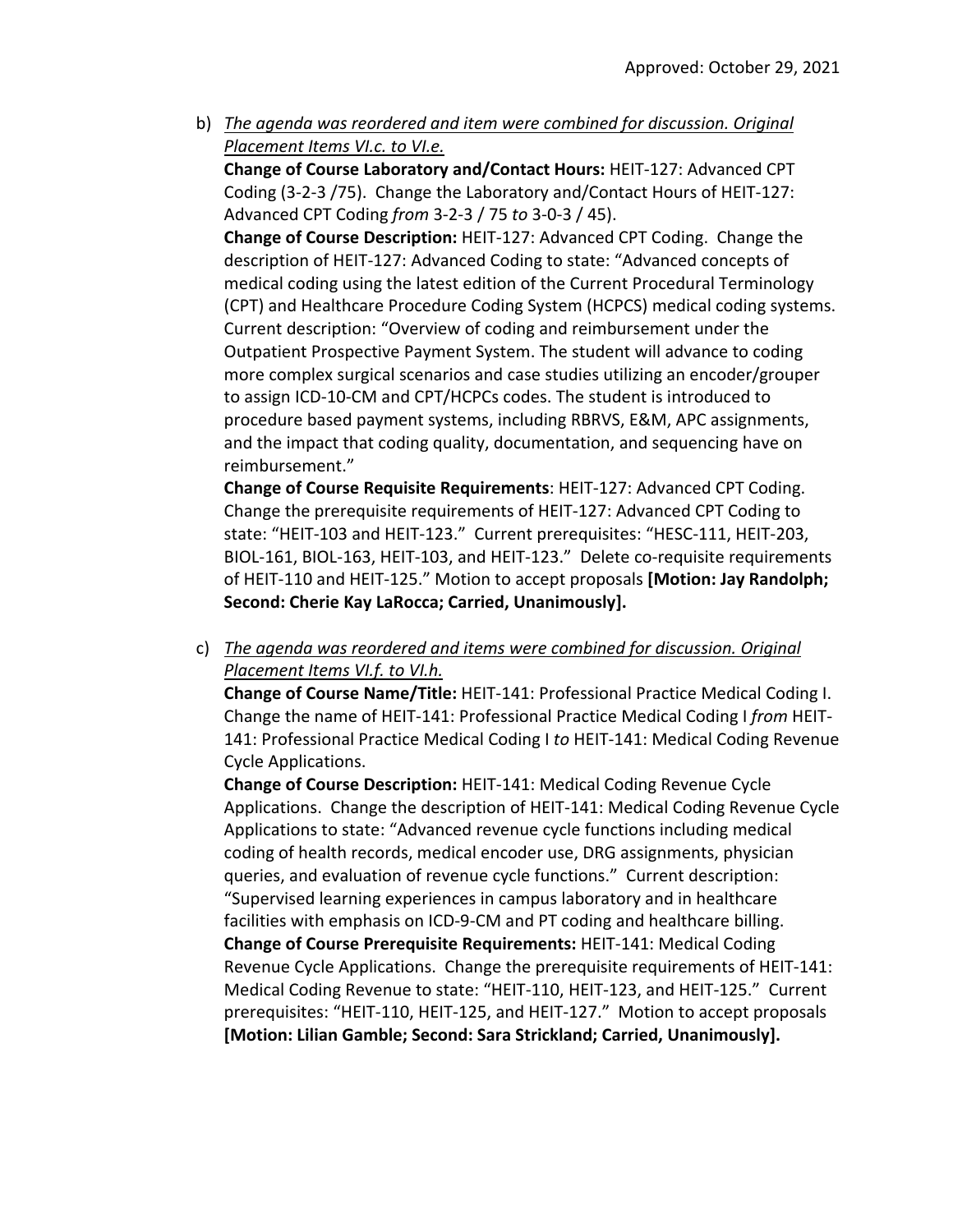Approved: October 29, 2021

b) *The agenda was reordered and item were combined for discussion. Original Placement Items VI.c. to VI.e.*

**Change of Course Laboratory and/Contact Hours:** HEIT-127: Advanced CPT Coding (3-2-3 /75). Change the Laboratory and/Contact Hours of HEIT-127: Advanced CPT Coding *from* 3-2-3 / 75 *to* 3-0-3 / 45).

**Change of Course Description:** HEIT-127: Advanced CPT Coding. Change the description of HEIT-127: Advanced Coding to state: "Advanced concepts of medical coding using the latest edition of the Current Procedural Terminology (CPT) and Healthcare Procedure Coding System (HCPCS) medical coding systems. Current description: "Overview of coding and reimbursement under the Outpatient Prospective Payment System. The student will advance to coding more complex surgical scenarios and case studies utilizing an encoder/grouper to assign ICD-10-CM and CPT/HCPCs codes. The student is introduced to procedure based payment systems, including RBRVS, E&M, APC assignments, and the impact that coding quality, documentation, and sequencing have on reimbursement."

**Change of Course Requisite Requirements**: HEIT-127: Advanced CPT Coding. Change the prerequisite requirements of HEIT-127: Advanced CPT Coding to state: "HEIT-103 and HEIT-123." Current prerequisites: "HESC-111, HEIT-203, BIOL-161, BIOL-163, HEIT-103, and HEIT-123." Delete co-requisite requirements of HEIT-110 and HEIT-125." Motion to accept proposals **[Motion: Jay Randolph; Second: Cherie Kay LaRocca; Carried, Unanimously].**

c) *The agenda was reordered and items were combined for discussion. Original Placement Items VI.f. to VI.h.*

**Change of Course Name/Title:** HEIT-141: Professional Practice Medical Coding I. Change the name of HEIT-141: Professional Practice Medical Coding I *from* HEIT-141: Professional Practice Medical Coding I *to* HEIT-141: Medical Coding Revenue Cycle Applications.

**Change of Course Description:** HEIT-141: Medical Coding Revenue Cycle Applications. Change the description of HEIT-141: Medical Coding Revenue Cycle Applications to state: "Advanced revenue cycle functions including medical coding of health records, medical encoder use, DRG assignments, physician queries, and evaluation of revenue cycle functions." Current description: "Supervised learning experiences in campus laboratory and in healthcare facilities with emphasis on ICD-9-CM and PT coding and healthcare billing.

**Change of Course Prerequisite Requirements:** HEIT-141: Medical Coding Revenue Cycle Applications. Change the prerequisite requirements of HEIT-141: Medical Coding Revenue to state: "HEIT-110, HEIT-123, and HEIT-125." Current prerequisites: "HEIT-110, HEIT-125, and HEIT-127." Motion to accept proposals **[Motion: Lilian Gamble; Second: Sara Strickland; Carried, Unanimously].**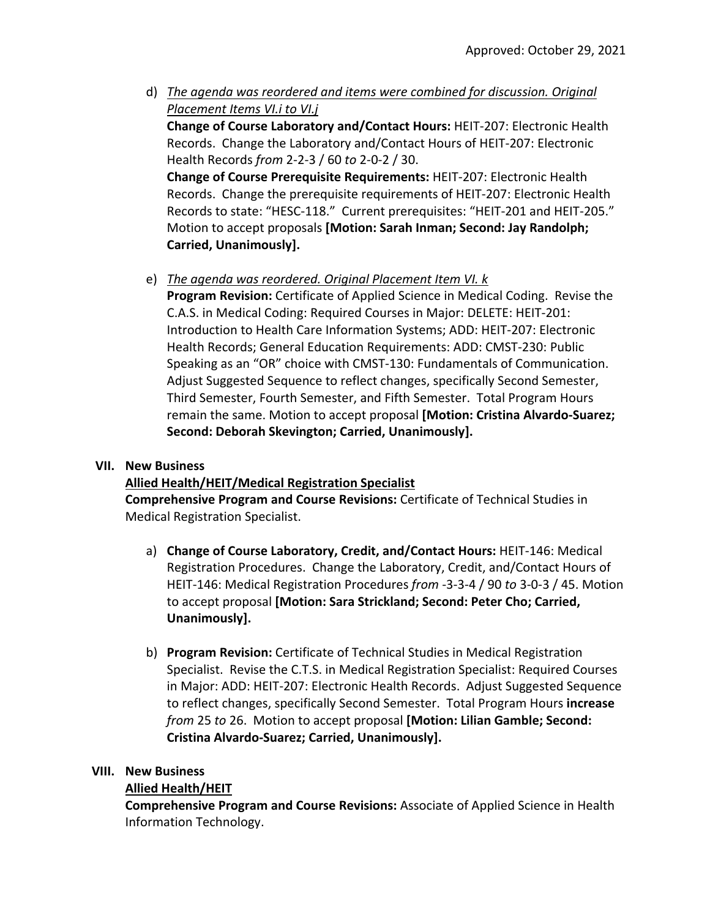Approved: October 29, 2021

d) *The agenda was reordered and items were combined for discussion. Original Placement Items VI.i to VI.j*

**Change of Course Laboratory and/Contact Hours:** HEIT-207: Electronic Health Records. Change the Laboratory and/Contact Hours of HEIT-207: Electronic Health Records *from* 2-2-3 / 60 *to* 2-0-2 / 30.

**Change of Course Prerequisite Requirements:** HEIT-207: Electronic Health Records. Change the prerequisite requirements of HEIT-207: Electronic Health Records to state: "HESC-118." Current prerequisites: "HEIT-201 and HEIT-205." Motion to accept proposals **[Motion: Sarah Inman; Second: Jay Randolph; Carried, Unanimously].**

e) *The agenda was reordered. Original Placement Item VI. k*

**Program Revision:** Certificate of Applied Science in Medical Coding. Revise the C.A.S. in Medical Coding: Required Courses in Major: DELETE: HEIT-201: Introduction to Health Care Information Systems; ADD: HEIT-207: Electronic Health Records; General Education Requirements: ADD: CMST-230: Public Speaking as an "OR" choice with CMST-130: Fundamentals of Communication. Adjust Suggested Sequence to reflect changes, specifically Second Semester, Third Semester, Fourth Semester, and Fifth Semester. Total Program Hours remain the same. Motion to accept proposal **[Motion: Cristina Alvardo-Suarez; Second: Deborah Skevington; Carried, Unanimously].**

## VII. New Business

**Allied Health/HEIT/Medical Registration Specialist**

**Comprehensive Program and Course Revisions:** Certificate of Technical Studies in Medical Registration Specialist.

a) **Change of Course Laboratory, Credit, and/Contact Hours:** HEIT-146: Medical Registration Procedures. Change the Laboratory, Credit, and/Contact Hours of HEIT-146: Medical Registration Procedures *from* -3-3-4 / 90 *to* 3-0-3 / 45. Motion to accept proposal **[Motion: Sara Strickland; Second: Peter Cho; Carried, Unanimously].**

b) **Program Revision:** Certificate of Technical Studies in Medical Registration Specialist. Revise the C.T.S. in Medical Registration Specialist: Required Courses in Major: ADD: HEIT-207: Electronic Health Records. Adjust Suggested Sequence to reflect changes, specifically Second Semester. Total Program Hours **increase** *from* 25 *to* 26. Motion to accept proposal **[Motion: Lilian Gamble; Second: Cristina Alvardo-Suarez; Carried, Unanimously].**

## VIII. New Business

**Allied Health/HEIT**

**Comprehensive Program and Course Revisions:** Associate of Applied Science in Health Information Technology.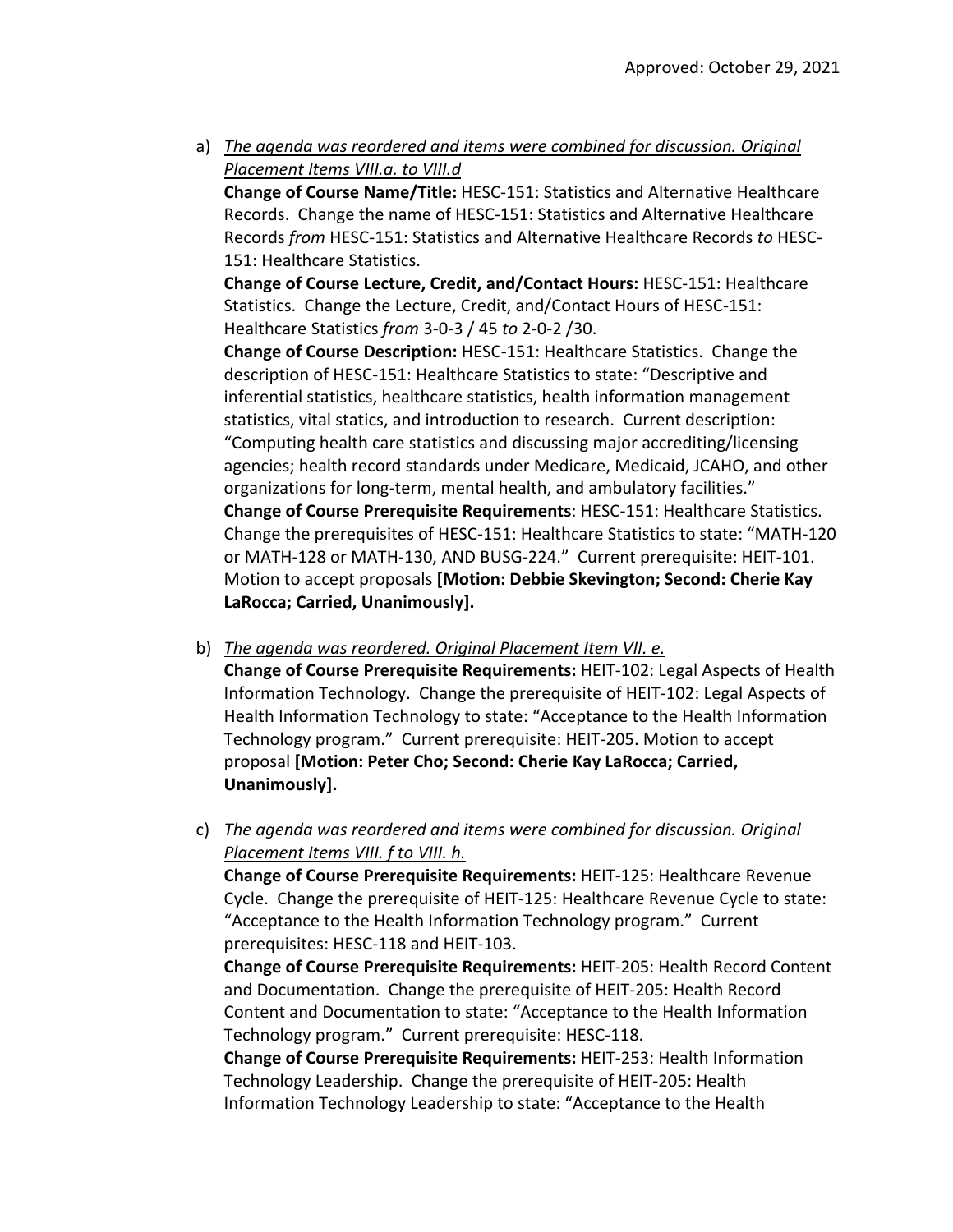Approved: October 29, 2021

a) <u>*The agenda was reordered and items were combined for discussion. Original Placement Items VIII.a. to VIII.d*</u>

   **Change of Course Name/Title:** HESC-151: Statistics and Alternative Healthcare Records. Change the name of HESC-151: Statistics and Alternative Healthcare Records *from* HESC-151: Statistics and Alternative Healthcare Records *to* HESC-151: Healthcare Statistics.

   **Change of Course Lecture, Credit, and/Contact Hours:** HESC-151: Healthcare Statistics. Change the Lecture, Credit, and/Contact Hours of HESC-151: Healthcare Statistics *from* 3-0-3 / 45 *to* 2-0-2 /30.

   **Change of Course Description:** HESC-151: Healthcare Statistics. Change the description of HESC-151: Healthcare Statistics to state: "Descriptive and inferential statistics, healthcare statistics, health information management statistics, vital statics, and introduction to research. Current description: "Computing health care statistics and discussing major accrediting/licensing agencies; health record standards under Medicare, Medicaid, JCAHO, and other organizations for long-term, mental health, and ambulatory facilities."

   **Change of Course Prerequisite Requirements**: HESC-151: Healthcare Statistics. Change the prerequisites of HESC-151: Healthcare Statistics to state: "MATH-120 or MATH-128 or MATH-130, AND BUSG-224." Current prerequisite: HEIT-101. Motion to accept proposals **[Motion: Debbie Skevington; Second: Cherie Kay LaRocca; Carried, Unanimously].**

b) <u>*The agenda was reordered. Original Placement Item VII. e.*</u>

   **Change of Course Prerequisite Requirements:** HEIT-102: Legal Aspects of Health Information Technology. Change the prerequisite of HEIT-102: Legal Aspects of Health Information Technology to state: "Acceptance to the Health Information Technology program." Current prerequisite: HEIT-205. Motion to accept proposal **[Motion: Peter Cho; Second: Cherie Kay LaRocca; Carried, Unanimously].**

c) <u>*The agenda was reordered and items were combined for discussion. Original Placement Items VIII. f to VIII. h.*</u>

   **Change of Course Prerequisite Requirements:** HEIT-125: Healthcare Revenue Cycle. Change the prerequisite of HEIT-125: Healthcare Revenue Cycle to state: "Acceptance to the Health Information Technology program." Current prerequisites: HESC-118 and HEIT-103.

   **Change of Course Prerequisite Requirements:** HEIT-205: Health Record Content and Documentation. Change the prerequisite of HEIT-205: Health Record Content and Documentation to state: "Acceptance to the Health Information Technology program." Current prerequisite: HESC-118.

   **Change of Course Prerequisite Requirements:** HEIT-253: Health Information Technology Leadership. Change the prerequisite of HEIT-205: Health Information Technology Leadership to state: "Acceptance to the Health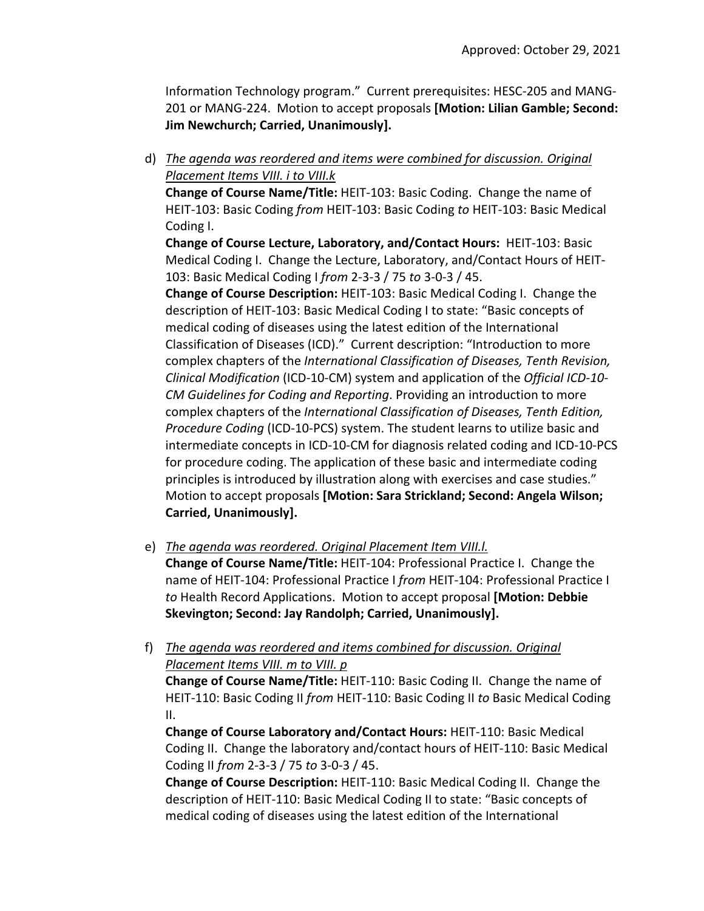Information Technology program." Current prerequisites: HESC-205 and MANG-201 or MANG-224. Motion to accept proposals **[Motion: Lilian Gamble; Second: Jim Newchurch; Carried, Unanimously].**

d) _The agenda was reordered and items were combined for discussion. Original Placement Items VIII. i to VIII.k_

**Change of Course Name/Title:** HEIT-103: Basic Coding. Change the name of HEIT-103: Basic Coding *from* HEIT-103: Basic Coding *to* HEIT-103: Basic Medical Coding I.

**Change of Course Lecture, Laboratory, and/Contact Hours:** HEIT-103: Basic Medical Coding I. Change the Lecture, Laboratory, and/Contact Hours of HEIT-103: Basic Medical Coding I *from* 2-3-3 / 75 *to* 3-0-3 / 45.

**Change of Course Description:** HEIT-103: Basic Medical Coding I. Change the description of HEIT-103: Basic Medical Coding I to state: "Basic concepts of medical coding of diseases using the latest edition of the International Classification of Diseases (ICD)." Current description: "Introduction to more complex chapters of the *International Classification of Diseases, Tenth Revision, Clinical Modification* (ICD-10-CM) system and application of the *Official ICD-10-CM Guidelines for Coding and Reporting*. Providing an introduction to more complex chapters of the *International Classification of Diseases, Tenth Edition, Procedure Coding* (ICD-10-PCS) system. The student learns to utilize basic and intermediate concepts in ICD-10-CM for diagnosis related coding and ICD-10-PCS for procedure coding. The application of these basic and intermediate coding principles is introduced by illustration along with exercises and case studies." Motion to accept proposals **[Motion: Sara Strickland; Second: Angela Wilson; Carried, Unanimously].**

e) _The agenda was reordered. Original Placement Item VIII.l._

**Change of Course Name/Title:** HEIT-104: Professional Practice I. Change the name of HEIT-104: Professional Practice I *from* HEIT-104: Professional Practice I *to* Health Record Applications. Motion to accept proposal **[Motion: Debbie Skevington; Second: Jay Randolph; Carried, Unanimously].**

f) _The agenda was reordered and items combined for discussion. Original Placement Items VIII. m to VIII. p_

**Change of Course Name/Title:** HEIT-110: Basic Coding II. Change the name of HEIT-110: Basic Coding II *from* HEIT-110: Basic Coding II *to* Basic Medical Coding II.

**Change of Course Laboratory and/Contact Hours:** HEIT-110: Basic Medical Coding II. Change the laboratory and/contact hours of HEIT-110: Basic Medical Coding II *from* 2-3-3 / 75 *to* 3-0-3 / 45.

**Change of Course Description:** HEIT-110: Basic Medical Coding II. Change the description of HEIT-110: Basic Medical Coding II to state: "Basic concepts of medical coding of diseases using the latest edition of the International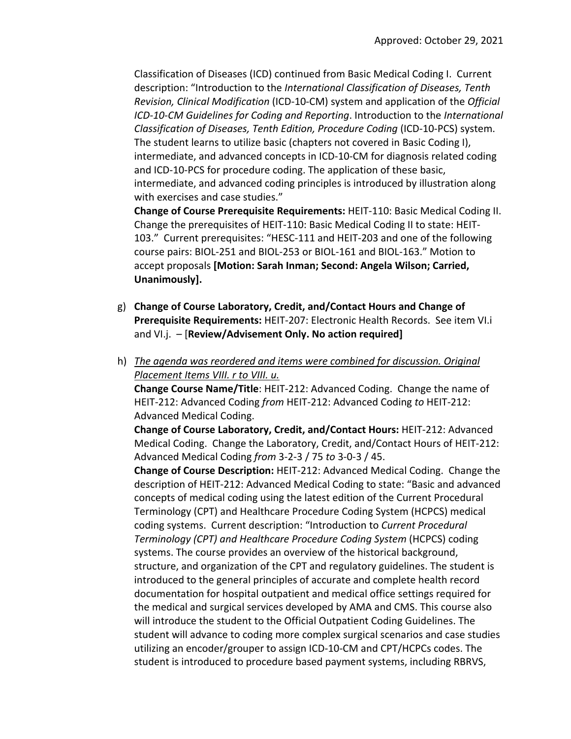Classification of Diseases (ICD) continued from Basic Medical Coding I. Current description: "Introduction to the *International Classification of Diseases, Tenth Revision, Clinical Modification* (ICD-10-CM) system and application of the *Official ICD-10-CM Guidelines for Coding and Reporting*. Introduction to the *International Classification of Diseases, Tenth Edition, Procedure Coding* (ICD-10-PCS) system. The student learns to utilize basic (chapters not covered in Basic Coding I), intermediate, and advanced concepts in ICD-10-CM for diagnosis related coding and ICD-10-PCS for procedure coding. The application of these basic, intermediate, and advanced coding principles is introduced by illustration along with exercises and case studies."

**Change of Course Prerequisite Requirements:** HEIT-110: Basic Medical Coding II. Change the prerequisites of HEIT-110: Basic Medical Coding II to state: HEIT-103." Current prerequisites: "HESC-111 and HEIT-203 and one of the following course pairs: BIOL-251 and BIOL-253 or BIOL-161 and BIOL-163." Motion to accept proposals **[Motion: Sarah Inman; Second: Angela Wilson; Carried, Unanimously].**

g) **Change of Course Laboratory, Credit, and/Contact Hours and Change of Prerequisite Requirements:** HEIT-207: Electronic Health Records. See item VI.i and VI.j. – [**Review/Advisement Only. No action required]**

h) *The agenda was reordered and items were combined for discussion. Original Placement Items VIII. r to VIII. u.*

**Change Course Name/Title**: HEIT-212: Advanced Coding. Change the name of HEIT-212: Advanced Coding *from* HEIT-212: Advanced Coding *to* HEIT-212: Advanced Medical Coding.

**Change of Course Laboratory, Credit, and/Contact Hours:** HEIT-212: Advanced Medical Coding. Change the Laboratory, Credit, and/Contact Hours of HEIT-212: Advanced Medical Coding *from* 3-2-3 / 75 *to* 3-0-3 / 45.

**Change of Course Description:** HEIT-212: Advanced Medical Coding. Change the description of HEIT-212: Advanced Medical Coding to state: "Basic and advanced concepts of medical coding using the latest edition of the Current Procedural Terminology (CPT) and Healthcare Procedure Coding System (HCPCS) medical coding systems. Current description: "Introduction to *Current Procedural Terminology (CPT) and Healthcare Procedure Coding System* (HCPCS) coding systems. The course provides an overview of the historical background, structure, and organization of the CPT and regulatory guidelines. The student is introduced to the general principles of accurate and complete health record documentation for hospital outpatient and medical office settings required for the medical and surgical services developed by AMA and CMS. This course also will introduce the student to the Official Outpatient Coding Guidelines. The student will advance to coding more complex surgical scenarios and case studies utilizing an encoder/grouper to assign ICD-10-CM and CPT/HCPCs codes. The student is introduced to procedure based payment systems, including RBRVS,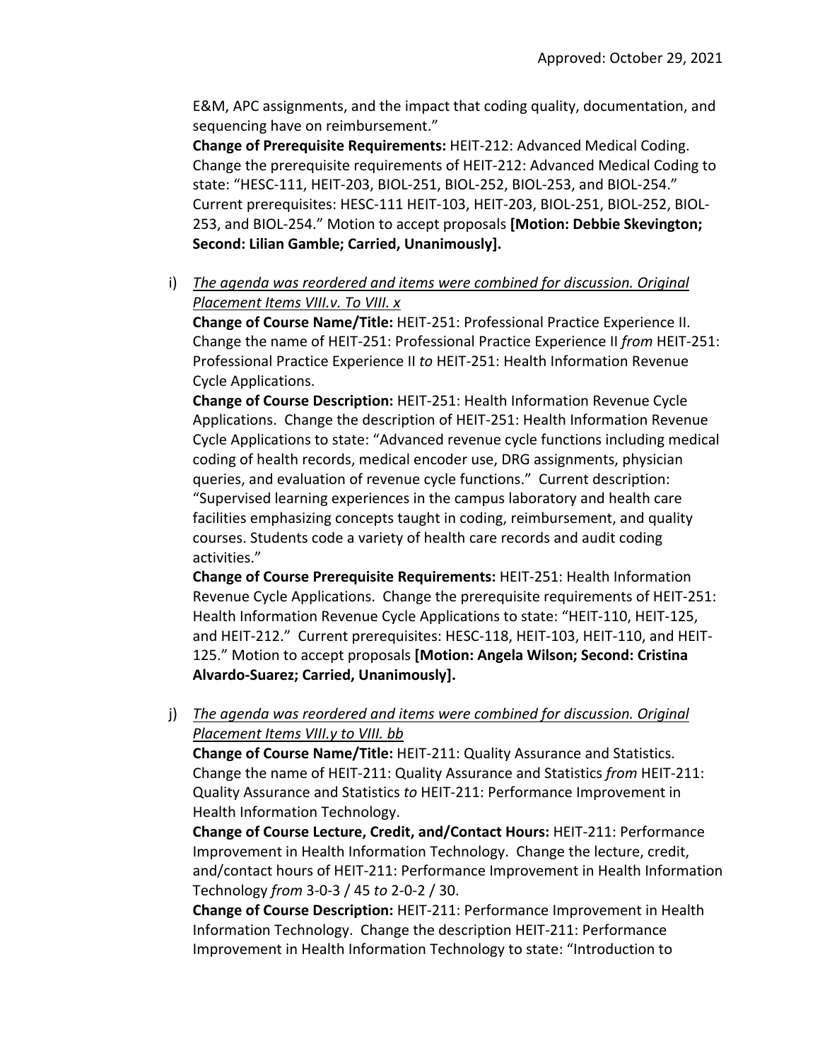E&M, APC assignments, and the impact that coding quality, documentation, and sequencing have on reimbursement."
**Change of Prerequisite Requirements:** HEIT-212: Advanced Medical Coding. Change the prerequisite requirements of HEIT-212: Advanced Medical Coding to state: "HESC-111, HEIT-203, BIOL-251, BIOL-252, BIOL-253, and BIOL-254." Current prerequisites: HESC-111 HEIT-103, HEIT-203, BIOL-251, BIOL-252, BIOL-253, and BIOL-254." Motion to accept proposals **[Motion: Debbie Skevington; Second: Lilian Gamble; Carried, Unanimously].**

i) *The agenda was reordered and items were combined for discussion. Original Placement Items VIII.v. To VIII. x*
**Change of Course Name/Title:** HEIT-251: Professional Practice Experience II. Change the name of HEIT-251: Professional Practice Experience II *from* HEIT-251: Professional Practice Experience II *to* HEIT-251: Health Information Revenue Cycle Applications.
**Change of Course Description:** HEIT-251: Health Information Revenue Cycle Applications. Change the description of HEIT-251: Health Information Revenue Cycle Applications to state: "Advanced revenue cycle functions including medical coding of health records, medical encoder use, DRG assignments, physician queries, and evaluation of revenue cycle functions." Current description: "Supervised learning experiences in the campus laboratory and health care facilities emphasizing concepts taught in coding, reimbursement, and quality courses. Students code a variety of health care records and audit coding activities."
**Change of Course Prerequisite Requirements:** HEIT-251: Health Information Revenue Cycle Applications. Change the prerequisite requirements of HEIT-251: Health Information Revenue Cycle Applications to state: "HEIT-110, HEIT-125, and HEIT-212." Current prerequisites: HESC-118, HEIT-103, HEIT-110, and HEIT-125." Motion to accept proposals **[Motion: Angela Wilson; Second: Cristina Alvardo-Suarez; Carried, Unanimously].**

j) *The agenda was reordered and items were combined for discussion. Original Placement Items VIII.y to VIII. bb*
**Change of Course Name/Title:** HEIT-211: Quality Assurance and Statistics. Change the name of HEIT-211: Quality Assurance and Statistics *from* HEIT-211: Quality Assurance and Statistics *to* HEIT-211: Performance Improvement in Health Information Technology.
**Change of Course Lecture, Credit, and/Contact Hours:** HEIT-211: Performance Improvement in Health Information Technology. Change the lecture, credit, and/contact hours of HEIT-211: Performance Improvement in Health Information Technology *from* 3-0-3 / 45 *to* 2-0-2 / 30.
**Change of Course Description:** HEIT-211: Performance Improvement in Health Information Technology. Change the description HEIT-211: Performance Improvement in Health Information Technology to state: "Introduction to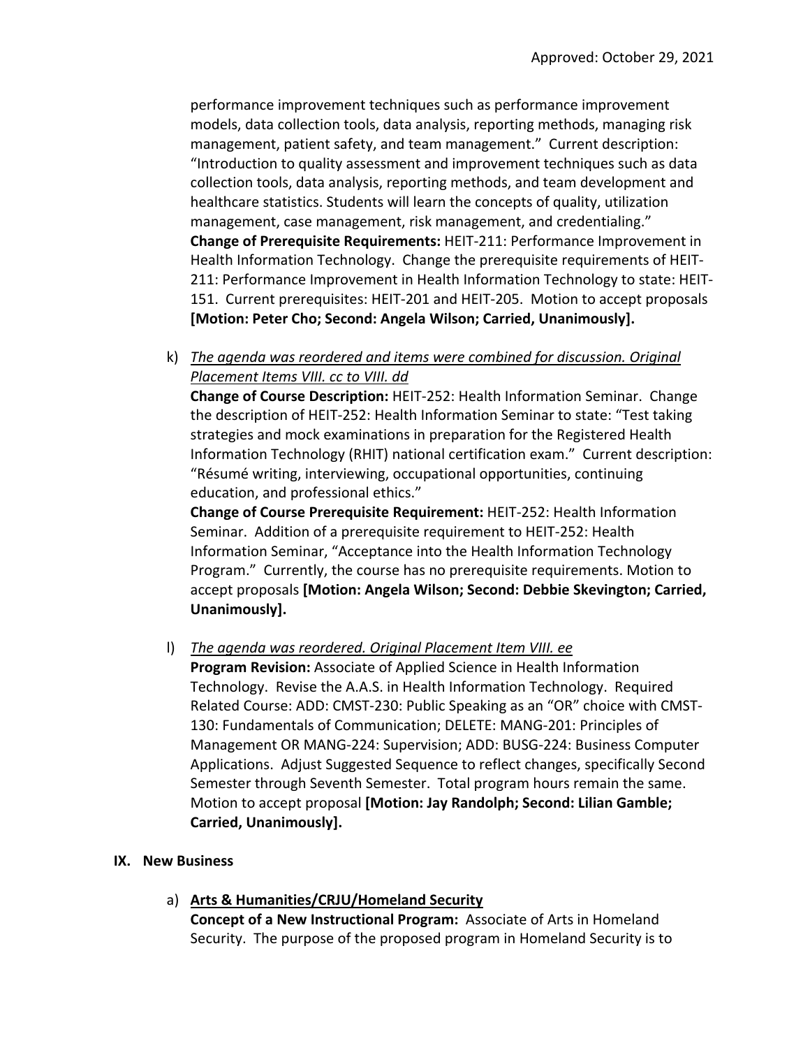performance improvement techniques such as performance improvement models, data collection tools, data analysis, reporting methods, managing risk management, patient safety, and team management." Current description: "Introduction to quality assessment and improvement techniques such as data collection tools, data analysis, reporting methods, and team development and healthcare statistics. Students will learn the concepts of quality, utilization management, case management, risk management, and credentialing."
**Change of Prerequisite Requirements:** HEIT-211: Performance Improvement in Health Information Technology. Change the prerequisite requirements of HEIT-211: Performance Improvement in Health Information Technology to state: HEIT-151. Current prerequisites: HEIT-201 and HEIT-205. Motion to accept proposals **[Motion: Peter Cho; Second: Angela Wilson; Carried, Unanimously].**

k) <u>*The agenda was reordered and items were combined for discussion. Original Placement Items VIII. cc to VIII. dd*</u>
**Change of Course Description:** HEIT-252: Health Information Seminar. Change the description of HEIT-252: Health Information Seminar to state: "Test taking strategies and mock examinations in preparation for the Registered Health Information Technology (RHIT) national certification exam." Current description: "Résumé writing, interviewing, occupational opportunities, continuing education, and professional ethics."
**Change of Course Prerequisite Requirement:** HEIT-252: Health Information Seminar. Addition of a prerequisite requirement to HEIT-252: Health Information Seminar, "Acceptance into the Health Information Technology Program." Currently, the course has no prerequisite requirements. Motion to accept proposals **[Motion: Angela Wilson; Second: Debbie Skevington; Carried, Unanimously].**

l) <u>*The agenda was reordered. Original Placement Item VIII. ee*</u>
**Program Revision:** Associate of Applied Science in Health Information Technology. Revise the A.A.S. in Health Information Technology. Required Related Course: ADD: CMST-230: Public Speaking as an "OR" choice with CMST-130: Fundamentals of Communication; DELETE: MANG-201: Principles of Management OR MANG-224: Supervision; ADD: BUSG-224: Business Computer Applications. Adjust Suggested Sequence to reflect changes, specifically Second Semester through Seventh Semester. Total program hours remain the same. Motion to accept proposal **[Motion: Jay Randolph; Second: Lilian Gamble; Carried, Unanimously].**

## IX. New Business

a) <u>**Arts & Humanities/CRJU/Homeland Security**</u>
**Concept of a New Instructional Program:** Associate of Arts in Homeland Security. The purpose of the proposed program in Homeland Security is to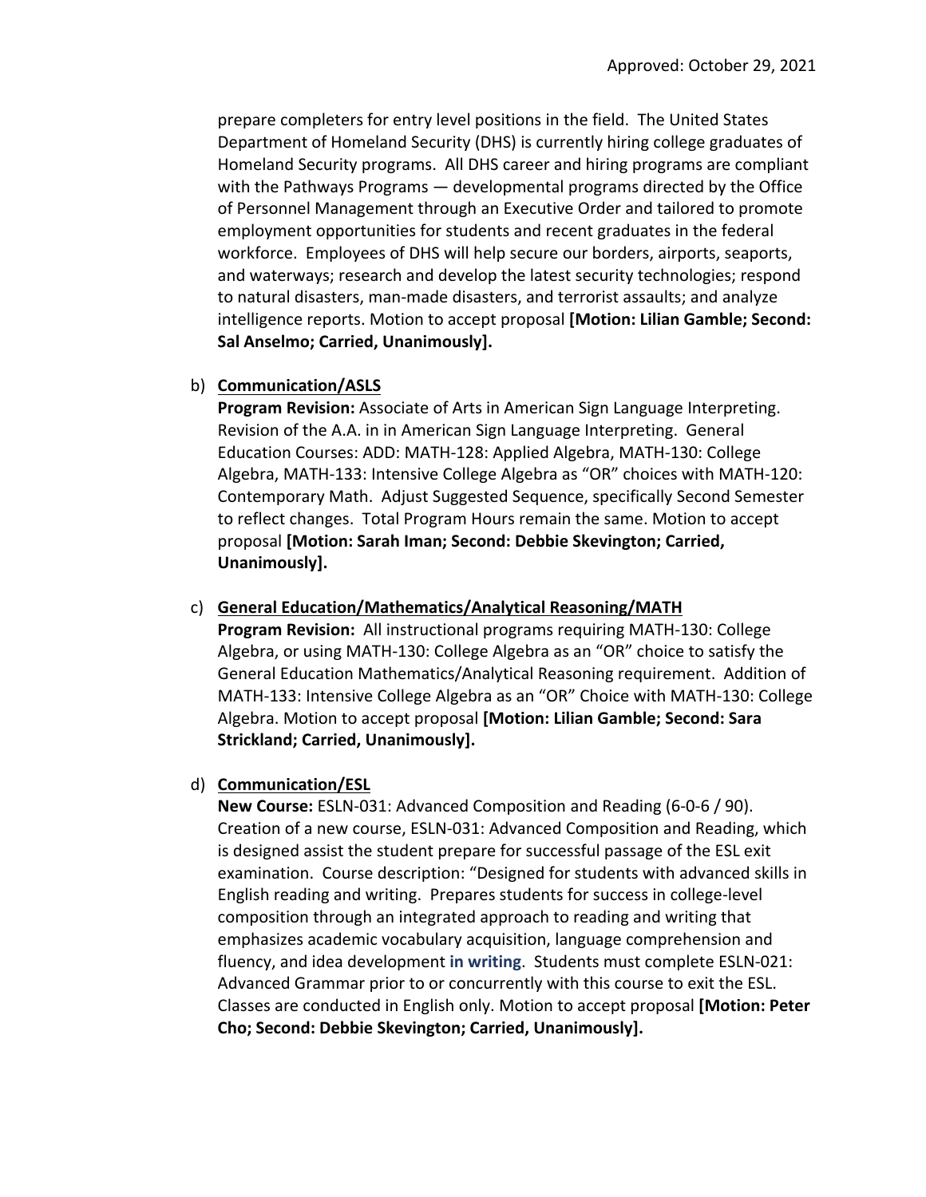prepare completers for entry level positions in the field. The United States Department of Homeland Security (DHS) is currently hiring college graduates of Homeland Security programs. All DHS career and hiring programs are compliant with the Pathways Programs — developmental programs directed by the Office of Personnel Management through an Executive Order and tailored to promote employment opportunities for students and recent graduates in the federal workforce. Employees of DHS will help secure our borders, airports, seaports, and waterways; research and develop the latest security technologies; respond to natural disasters, man-made disasters, and terrorist assaults; and analyze intelligence reports. Motion to accept proposal **[Motion: Lilian Gamble; Second: Sal Anselmo; Carried, Unanimously].**

b) **Communication/ASLS**
**Program Revision:** Associate of Arts in American Sign Language Interpreting. Revision of the A.A. in in American Sign Language Interpreting. General Education Courses: ADD: MATH-128: Applied Algebra, MATH-130: College Algebra, MATH-133: Intensive College Algebra as "OR" choices with MATH-120: Contemporary Math. Adjust Suggested Sequence, specifically Second Semester to reflect changes. Total Program Hours remain the same. Motion to accept proposal **[Motion: Sarah Iman; Second: Debbie Skevington; Carried, Unanimously].**

c) **General Education/Mathematics/Analytical Reasoning/MATH**
**Program Revision:** All instructional programs requiring MATH-130: College Algebra, or using MATH-130: College Algebra as an "OR" choice to satisfy the General Education Mathematics/Analytical Reasoning requirement. Addition of MATH-133: Intensive College Algebra as an "OR" Choice with MATH-130: College Algebra. Motion to accept proposal **[Motion: Lilian Gamble; Second: Sara Strickland; Carried, Unanimously].**

d) **Communication/ESL**
**New Course:** ESLN-031: Advanced Composition and Reading (6-0-6 / 90). Creation of a new course, ESLN-031: Advanced Composition and Reading, which is designed assist the student prepare for successful passage of the ESL exit examination. Course description: "Designed for students with advanced skills in English reading and writing. Prepares students for success in college-level composition through an integrated approach to reading and writing that emphasizes academic vocabulary acquisition, language comprehension and fluency, and idea development **in writing**. Students must complete ESLN-021: Advanced Grammar prior to or concurrently with this course to exit the ESL. Classes are conducted in English only. Motion to accept proposal **[Motion: Peter Cho; Second: Debbie Skevington; Carried, Unanimously].**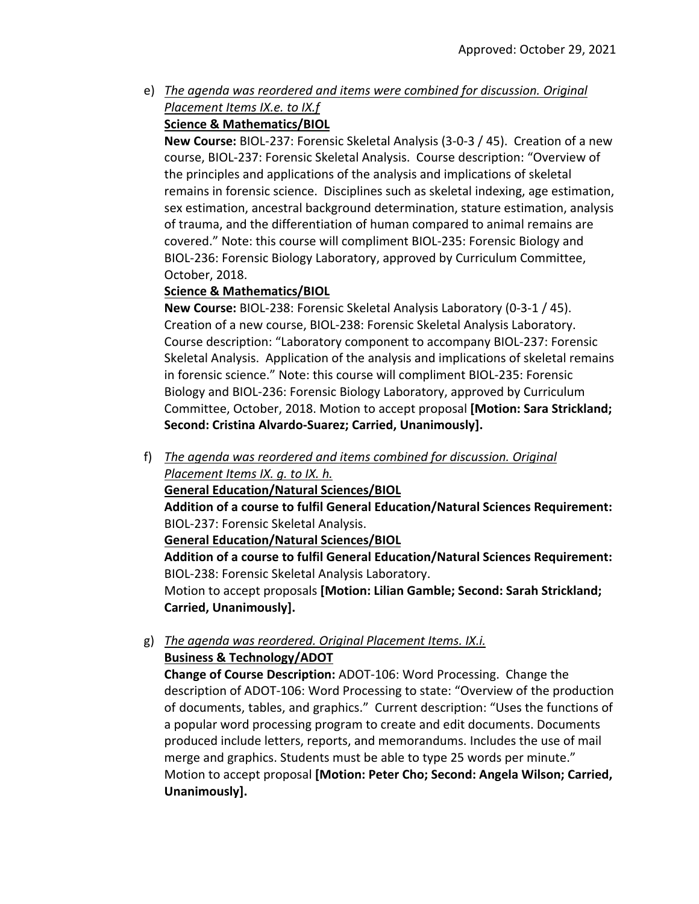Approved: October 29, 2021

e) <u>*The agenda was reordered and items were combined for discussion. Original Placement Items IX.e. to IX.f*</u>
   <u>**Science & Mathematics/BIOL**</u>
   **New Course:** BIOL-237: Forensic Skeletal Analysis (3-0-3 / 45). Creation of a new course, BIOL-237: Forensic Skeletal Analysis. Course description: "Overview of the principles and applications of the analysis and implications of skeletal remains in forensic science. Disciplines such as skeletal indexing, age estimation, sex estimation, ancestral background determination, stature estimation, analysis of trauma, and the differentiation of human compared to animal remains are covered." Note: this course will compliment BIOL-235: Forensic Biology and BIOL-236: Forensic Biology Laboratory, approved by Curriculum Committee, October, 2018.
   <u>**Science & Mathematics/BIOL**</u>
   **New Course:** BIOL-238: Forensic Skeletal Analysis Laboratory (0-3-1 / 45). Creation of a new course, BIOL-238: Forensic Skeletal Analysis Laboratory. Course description: "Laboratory component to accompany BIOL-237: Forensic Skeletal Analysis. Application of the analysis and implications of skeletal remains in forensic science." Note: this course will compliment BIOL-235: Forensic Biology and BIOL-236: Forensic Biology Laboratory, approved by Curriculum Committee, October, 2018. Motion to accept proposal **[Motion: Sara Strickland; Second: Cristina Alvardo-Suarez; Carried, Unanimously].**

f) <u>*The agenda was reordered and items combined for discussion. Original Placement Items IX. g. to IX. h.*</u>
   <u>**General Education/Natural Sciences/BIOL**</u>
   **Addition of a course to fulfil General Education/Natural Sciences Requirement:** BIOL-237: Forensic Skeletal Analysis.
   <u>**General Education/Natural Sciences/BIOL**</u>
   **Addition of a course to fulfil General Education/Natural Sciences Requirement:** BIOL-238: Forensic Skeletal Analysis Laboratory.
   Motion to accept proposals **[Motion: Lilian Gamble; Second: Sarah Strickland; Carried, Unanimously].**

g) <u>*The agenda was reordered. Original Placement Items. IX.i.*</u>
   <u>**Business & Technology/ADOT**</u>
   **Change of Course Description:** ADOT-106: Word Processing. Change the description of ADOT-106: Word Processing to state: "Overview of the production of documents, tables, and graphics." Current description: "Uses the functions of a popular word processing program to create and edit documents. Documents produced include letters, reports, and memorandums. Includes the use of mail merge and graphics. Students must be able to type 25 words per minute." Motion to accept proposal **[Motion: Peter Cho; Second: Angela Wilson; Carried, Unanimously].**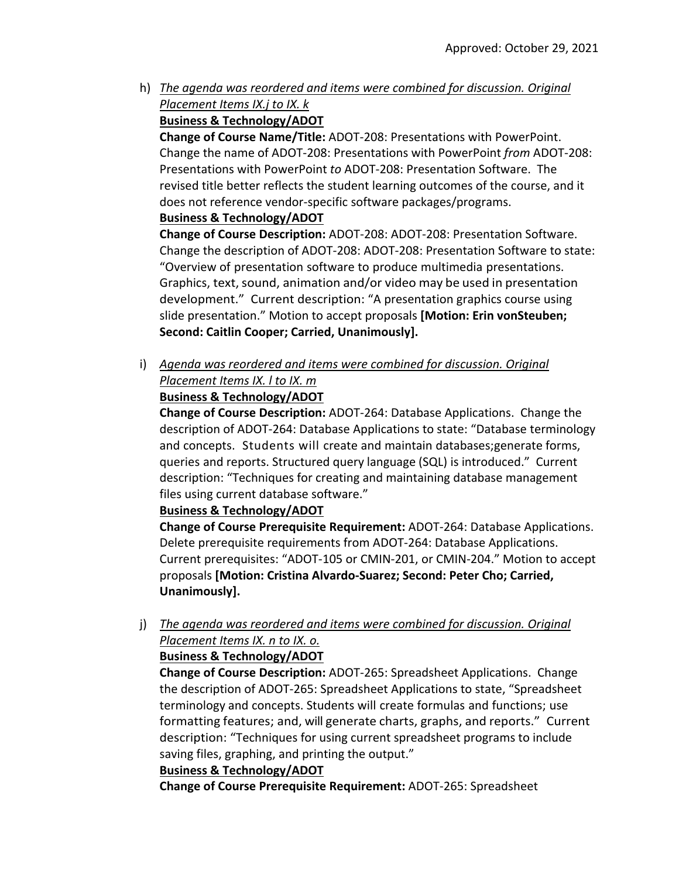h) <u>*The agenda was reordered and items were combined for discussion. Original Placement Items IX.j to IX. k*</u>

**<u>Business & Technology/ADOT</u>**

**Change of Course Name/Title:** ADOT-208: Presentations with PowerPoint. Change the name of ADOT-208: Presentations with PowerPoint *from* ADOT-208: Presentations with PowerPoint *to* ADOT-208: Presentation Software. The revised title better reflects the student learning outcomes of the course, and it does not reference vendor-specific software packages/programs.

**<u>Business & Technology/ADOT</u>**

**Change of Course Description:** ADOT-208: ADOT-208: Presentation Software. Change the description of ADOT-208: ADOT-208: Presentation Software to state: "Overview of presentation software to produce multimedia presentations. Graphics, text, sound, animation and/or video may be used in presentation development." Current description: "A presentation graphics course using slide presentation." Motion to accept proposals **[Motion: Erin vonSteuben; Second: Caitlin Cooper; Carried, Unanimously].**

i) <u>*Agenda was reordered and items were combined for discussion. Original Placement Items IX. l to IX. m*</u>

**<u>Business & Technology/ADOT</u>**

**Change of Course Description:** ADOT-264: Database Applications. Change the description of ADOT-264: Database Applications to state: "Database terminology and concepts. Students will create and maintain databases;generate forms, queries and reports. Structured query language (SQL) is introduced." Current description: "Techniques for creating and maintaining database management files using current database software."

**<u>Business & Technology/ADOT</u>**

**Change of Course Prerequisite Requirement:** ADOT-264: Database Applications. Delete prerequisite requirements from ADOT-264: Database Applications. Current prerequisites: "ADOT-105 or CMIN-201, or CMIN-204." Motion to accept proposals **[Motion: Cristina Alvardo-Suarez; Second: Peter Cho; Carried, Unanimously].**

j) <u>*The agenda was reordered and items were combined for discussion. Original Placement Items IX. n to IX. o.*</u>

**<u>Business & Technology/ADOT</u>**

**Change of Course Description:** ADOT-265: Spreadsheet Applications. Change the description of ADOT-265: Spreadsheet Applications to state, "Spreadsheet terminology and concepts. Students will create formulas and functions; use formatting features; and, will generate charts, graphs, and reports." Current description: "Techniques for using current spreadsheet programs to include saving files, graphing, and printing the output."

**<u>Business & Technology/ADOT</u>**

**Change of Course Prerequisite Requirement:** ADOT-265: Spreadsheet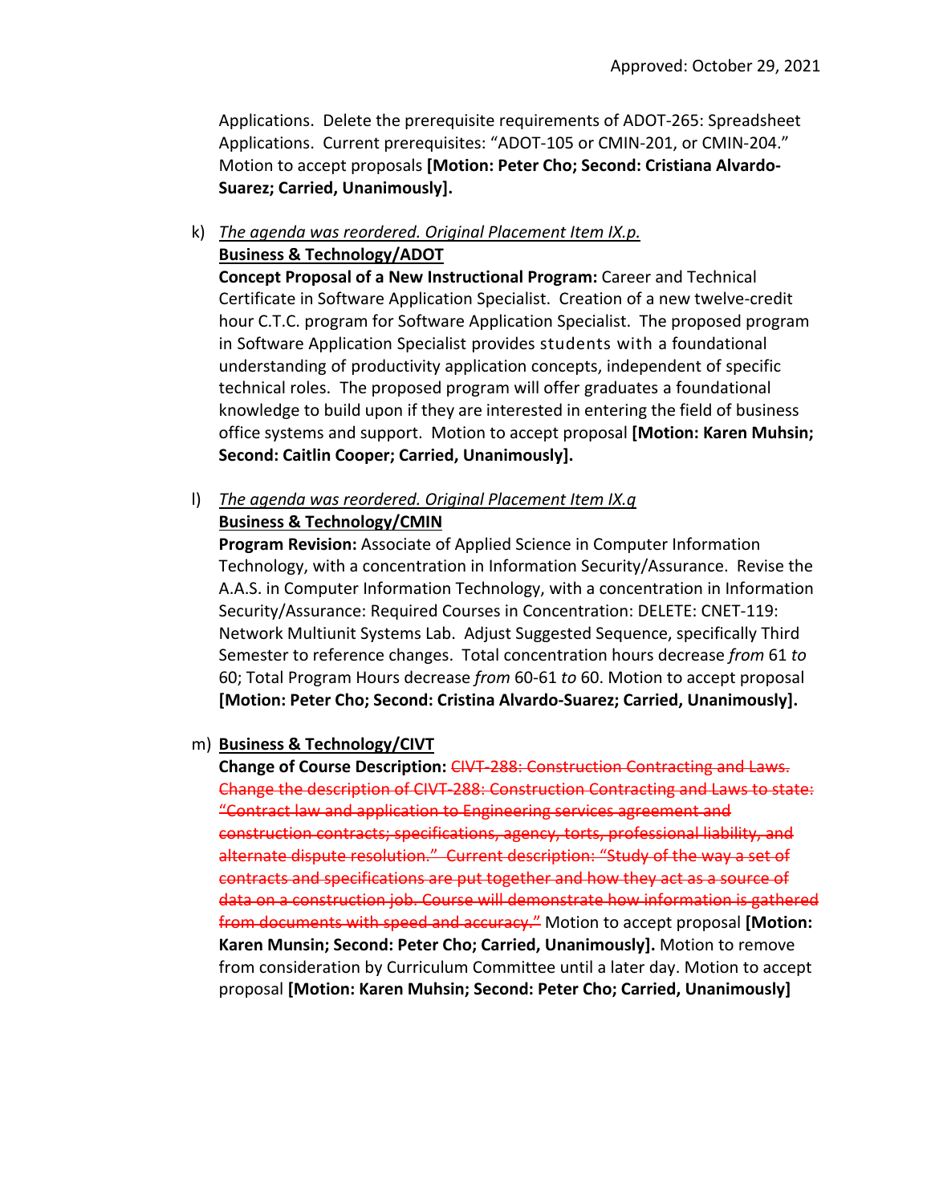Approved: October 29, 2021

Applications. Delete the prerequisite requirements of ADOT-265: Spreadsheet Applications. Current prerequisites: "ADOT-105 or CMIN-201, or CMIN-204." Motion to accept proposals **[Motion: Peter Cho; Second: Cristiana Alvardo-Suarez; Carried, Unanimously].**

k) *The agenda was reordered. Original Placement Item IX.p.*
**Business & Technology/ADOT**
**Concept Proposal of a New Instructional Program:** Career and Technical Certificate in Software Application Specialist. Creation of a new twelve-credit hour C.T.C. program for Software Application Specialist. The proposed program in Software Application Specialist provides students with a foundational understanding of productivity application concepts, independent of specific technical roles. The proposed program will offer graduates a foundational knowledge to build upon if they are interested in entering the field of business office systems and support. Motion to accept proposal **[Motion: Karen Muhsin; Second: Caitlin Cooper; Carried, Unanimously].**

l) *The agenda was reordered. Original Placement Item IX.q*
**Business & Technology/CMIN**
**Program Revision:** Associate of Applied Science in Computer Information Technology, with a concentration in Information Security/Assurance. Revise the A.A.S. in Computer Information Technology, with a concentration in Information Security/Assurance: Required Courses in Concentration: DELETE: CNET-119: Network Multiunit Systems Lab. Adjust Suggested Sequence, specifically Third Semester to reference changes. Total concentration hours decrease *from* 61 *to* 60; Total Program Hours decrease *from* 60-61 *to* 60. Motion to accept proposal **[Motion: Peter Cho; Second: Cristina Alvardo-Suarez; Carried, Unanimously].**

m) **Business & Technology/CIVT**
**Change of Course Description:** ~~CIVT-288: Construction Contracting and Laws. Change the description of CIVT-288: Construction Contracting and Laws to state: "Contract law and application to Engineering services agreement and construction contracts; specifications, agency, torts, professional liability, and alternate dispute resolution." Current description: "Study of the way a set of contracts and specifications are put together and how they act as a source of data on a construction job. Course will demonstrate how information is gathered from documents with speed and accuracy."~~ Motion to accept proposal **[Motion: Karen Munsin; Second: Peter Cho; Carried, Unanimously].** Motion to remove from consideration by Curriculum Committee until a later day. Motion to accept proposal **[Motion: Karen Muhsin; Second: Peter Cho; Carried, Unanimously]**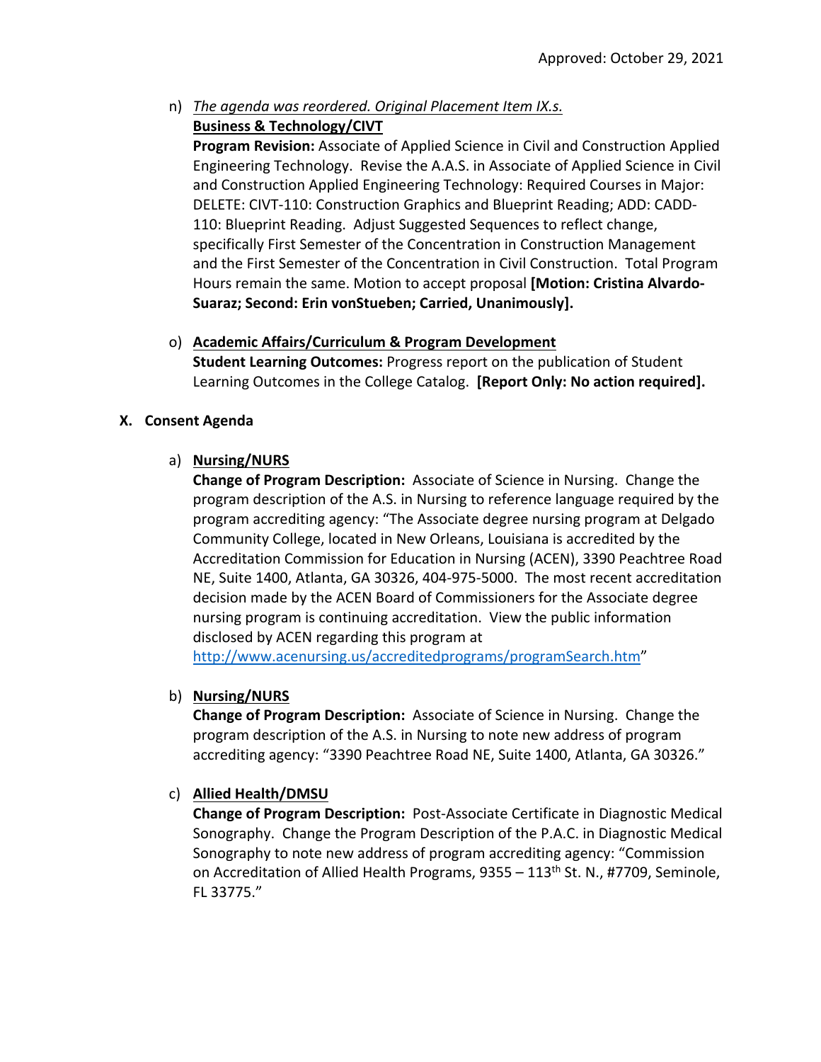n) *The agenda was reordered. Original Placement Item IX.s.*
**Business & Technology/CIVT**
**Program Revision:** Associate of Applied Science in Civil and Construction Applied Engineering Technology. Revise the A.A.S. in Associate of Applied Science in Civil and Construction Applied Engineering Technology: Required Courses in Major: DELETE: CIVT-110: Construction Graphics and Blueprint Reading; ADD: CADD-110: Blueprint Reading. Adjust Suggested Sequences to reflect change, specifically First Semester of the Concentration in Construction Management and the First Semester of the Concentration in Civil Construction. Total Program Hours remain the same. Motion to accept proposal **[Motion: Cristina Alvardo-Suaraz; Second: Erin vonStueben; Carried, Unanimously].**

o) **Academic Affairs/Curriculum & Program Development**
**Student Learning Outcomes:** Progress report on the publication of Student Learning Outcomes in the College Catalog. **[Report Only: No action required].**

## X. Consent Agenda

a) **Nursing/NURS**
**Change of Program Description:** Associate of Science in Nursing. Change the program description of the A.S. in Nursing to reference language required by the program accrediting agency: "The Associate degree nursing program at Delgado Community College, located in New Orleans, Louisiana is accredited by the Accreditation Commission for Education in Nursing (ACEN), 3390 Peachtree Road NE, Suite 1400, Atlanta, GA 30326, 404-975-5000. The most recent accreditation decision made by the ACEN Board of Commissioners for the Associate degree nursing program is continuing accreditation. View the public information disclosed by ACEN regarding this program at http://www.acenursing.us/accreditedprograms/programSearch.htm"

b) **Nursing/NURS**
**Change of Program Description:** Associate of Science in Nursing. Change the program description of the A.S. in Nursing to note new address of program accrediting agency: "3390 Peachtree Road NE, Suite 1400, Atlanta, GA 30326."

c) **Allied Health/DMSU**
**Change of Program Description:** Post-Associate Certificate in Diagnostic Medical Sonography. Change the Program Description of the P.A.C. in Diagnostic Medical Sonography to note new address of program accrediting agency: "Commission on Accreditation of Allied Health Programs, 9355 – 113th St. N., #7709, Seminole, FL 33775."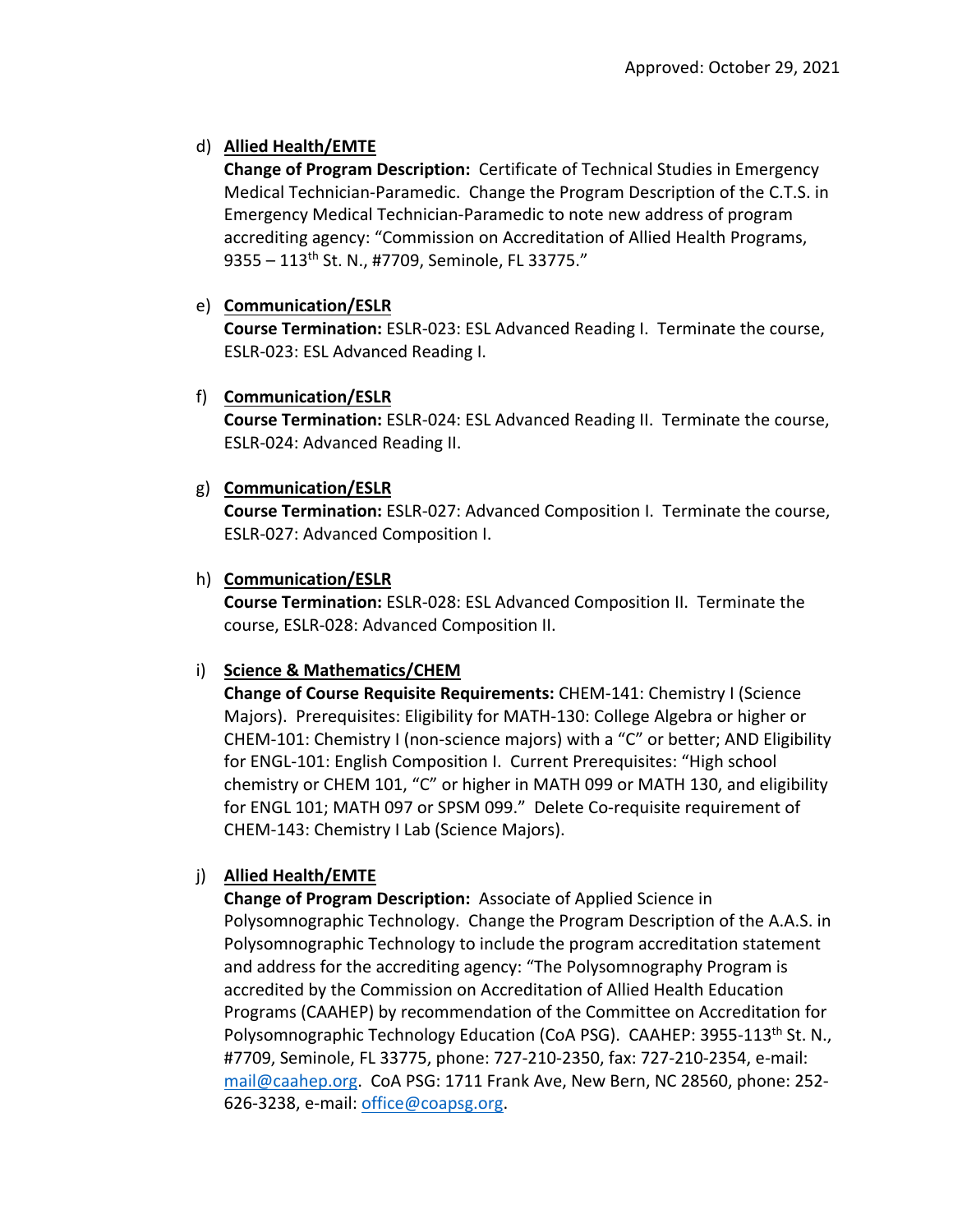Approved: October 29, 2021

d) **Allied Health/EMTE**
**Change of Program Description:** Certificate of Technical Studies in Emergency Medical Technician-Paramedic. Change the Program Description of the C.T.S. in Emergency Medical Technician-Paramedic to note new address of program accrediting agency: "Commission on Accreditation of Allied Health Programs, 9355 – 113th St. N., #7709, Seminole, FL 33775."

e) **Communication/ESLR**
**Course Termination:** ESLR-023: ESL Advanced Reading I. Terminate the course, ESLR-023: ESL Advanced Reading I.

f) **Communication/ESLR**
**Course Termination:** ESLR-024: ESL Advanced Reading II. Terminate the course, ESLR-024: Advanced Reading II.

g) **Communication/ESLR**
**Course Termination:** ESLR-027: Advanced Composition I. Terminate the course, ESLR-027: Advanced Composition I.

h) **Communication/ESLR**
**Course Termination:** ESLR-028: ESL Advanced Composition II. Terminate the course, ESLR-028: Advanced Composition II.

i) **Science & Mathematics/CHEM**
**Change of Course Requisite Requirements:** CHEM-141: Chemistry I (Science Majors). Prerequisites: Eligibility for MATH-130: College Algebra or higher or CHEM-101: Chemistry I (non-science majors) with a "C" or better; AND Eligibility for ENGL-101: English Composition I. Current Prerequisites: "High school chemistry or CHEM 101, "C" or higher in MATH 099 or MATH 130, and eligibility for ENGL 101; MATH 097 or SPSM 099." Delete Co-requisite requirement of CHEM-143: Chemistry I Lab (Science Majors).

j) **Allied Health/EMTE**
**Change of Program Description:** Associate of Applied Science in Polysomnographic Technology. Change the Program Description of the A.A.S. in Polysomnographic Technology to include the program accreditation statement and address for the accrediting agency: "The Polysomnography Program is accredited by the Commission on Accreditation of Allied Health Education Programs (CAAHEP) by recommendation of the Committee on Accreditation for Polysomnographic Technology Education (CoA PSG). CAAHEP: 3955-113th St. N., #7709, Seminole, FL 33775, phone: 727-210-2350, fax: 727-210-2354, e-mail: mail@caahep.org. CoA PSG: 1711 Frank Ave, New Bern, NC 28560, phone: 252-626-3238, e-mail: office@coapsg.org.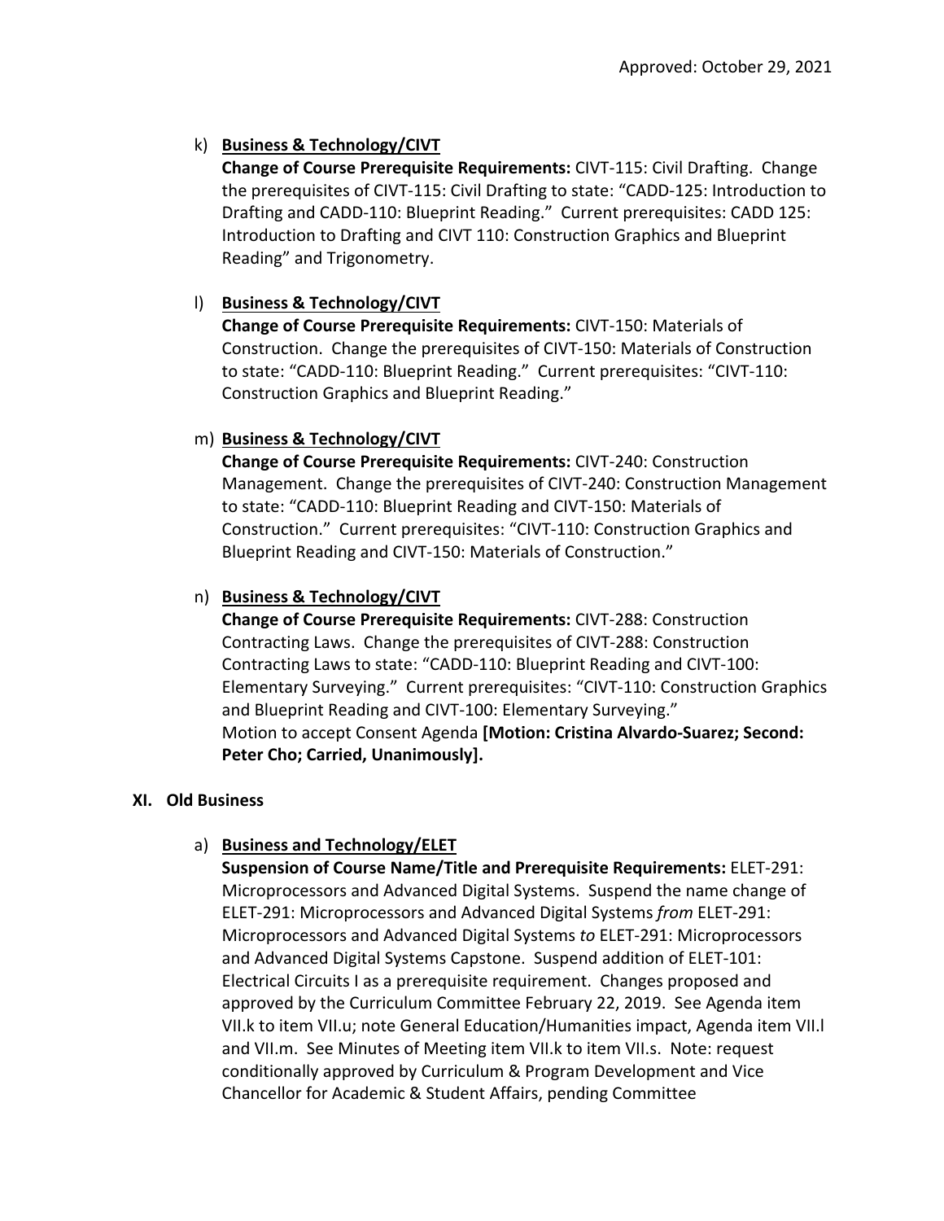Approved: October 29, 2021

k) **Business & Technology/CIVT**
   **Change of Course Prerequisite Requirements:** CIVT-115: Civil Drafting. Change the prerequisites of CIVT-115: Civil Drafting to state: "CADD-125: Introduction to Drafting and CADD-110: Blueprint Reading." Current prerequisites: CADD 125: Introduction to Drafting and CIVT 110: Construction Graphics and Blueprint Reading" and Trigonometry.

l) **Business & Technology/CIVT**
   **Change of Course Prerequisite Requirements:** CIVT-150: Materials of Construction. Change the prerequisites of CIVT-150: Materials of Construction to state: "CADD-110: Blueprint Reading." Current prerequisites: "CIVT-110: Construction Graphics and Blueprint Reading."

m) **Business & Technology/CIVT**
   **Change of Course Prerequisite Requirements:** CIVT-240: Construction Management. Change the prerequisites of CIVT-240: Construction Management to state: "CADD-110: Blueprint Reading and CIVT-150: Materials of Construction." Current prerequisites: "CIVT-110: Construction Graphics and Blueprint Reading and CIVT-150: Materials of Construction."

n) **Business & Technology/CIVT**
   **Change of Course Prerequisite Requirements:** CIVT-288: Construction Contracting Laws. Change the prerequisites of CIVT-288: Construction Contracting Laws to state: "CADD-110: Blueprint Reading and CIVT-100: Elementary Surveying." Current prerequisites: "CIVT-110: Construction Graphics and Blueprint Reading and CIVT-100: Elementary Surveying."
   Motion to accept Consent Agenda **[Motion: Cristina Alvardo-Suarez; Second: Peter Cho; Carried, Unanimously].**

## XI. Old Business

a) **Business and Technology/ELET**
   **Suspension of Course Name/Title and Prerequisite Requirements:** ELET-291: Microprocessors and Advanced Digital Systems. Suspend the name change of ELET-291: Microprocessors and Advanced Digital Systems *from* ELET-291: Microprocessors and Advanced Digital Systems *to* ELET-291: Microprocessors and Advanced Digital Systems Capstone. Suspend addition of ELET-101: Electrical Circuits I as a prerequisite requirement. Changes proposed and approved by the Curriculum Committee February 22, 2019. See Agenda item VII.k to item VII.u; note General Education/Humanities impact, Agenda item VII.l and VII.m. See Minutes of Meeting item VII.k to item VII.s. Note: request conditionally approved by Curriculum & Program Development and Vice Chancellor for Academic & Student Affairs, pending Committee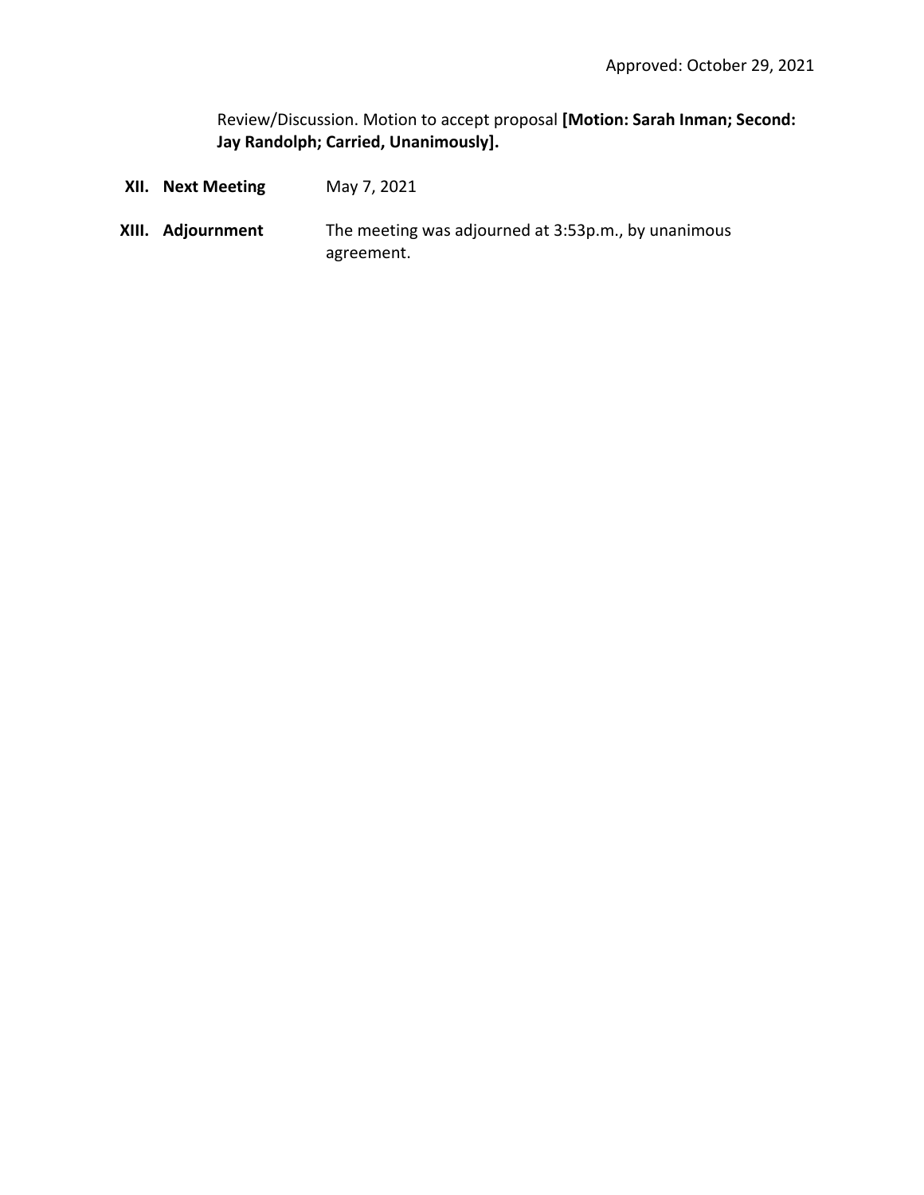Review/Discussion. Motion to accept proposal **[Motion: Sarah Inman; Second: Jay Randolph; Carried, Unanimously].**

**XII. Next Meeting** May 7, 2021

**XIII. Adjournment** The meeting was adjourned at 3:53p.m., by unanimous agreement.